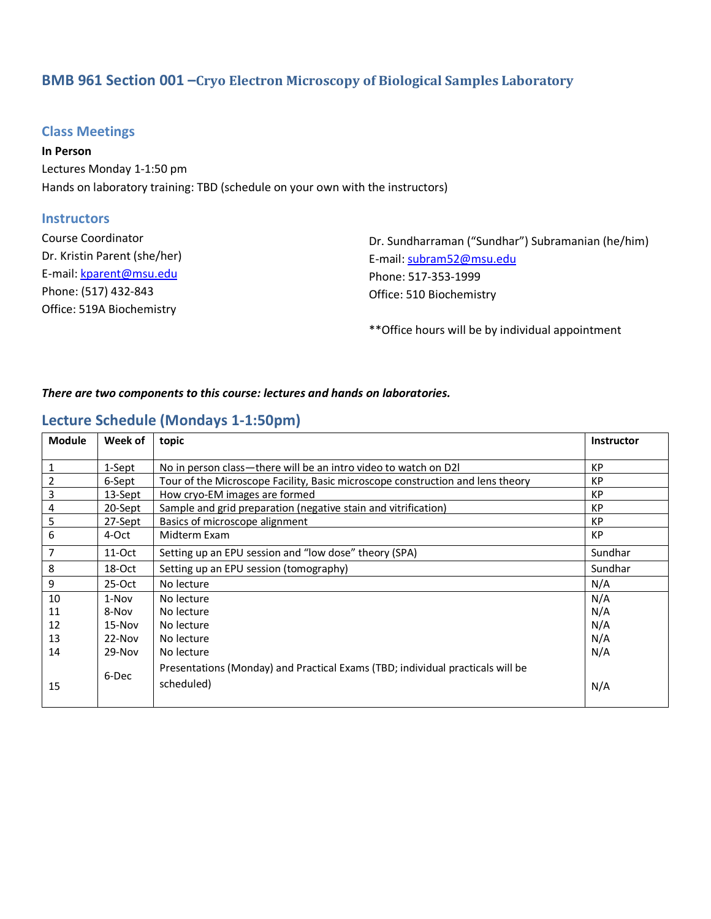## BMB 961 Section 001 –Cryo Electron Microscopy of Biological Samples Laboratory

### Class Meetings

**In Person**

Lectures Monday 1-1:50 pm

Hands on laboratory training: TBD (schedule on your own with the instructors)

### Instructors

Course Coordinator
Dr. Kristin Parent (she/her)
E-mail: kparent@msu.edu
Phone: (517) 432-843
Office: 519A Biochemistry

Dr. Sundharraman ("Sundhar") Subramanian (he/him)
E-mail: subram52@msu.edu
Phone: 517-353-1999
Office: 510 Biochemistry

**Office hours will be by individual appointment

***There are two components to this course: lectures and hands on laboratories.***

### Lecture Schedule (Mondays 1-1:50pm)

| Module | Week of | topic | Instructor |
|---|---|---|---|
| 1 | 1-Sept | No in person class—there will be an intro video to watch on D2l | KP |
| 2 | 6-Sept | Tour of the Microscope Facility, Basic microscope construction and lens theory | KP |
| 3 | 13-Sept | How cryo-EM images are formed | KP |
| 4 | 20-Sept | Sample and grid preparation (negative stain and vitrification) | KP |
| 5 | 27-Sept | Basics of microscope alignment | KP |
| 6 | 4-Oct | Midterm Exam | KP |
| 7 | 11-Oct | Setting up an EPU session and "low dose" theory (SPA) | Sundhar |
| 8 | 18-Oct | Setting up an EPU session (tomography) | Sundhar |
| 9 | 25-Oct | No lecture | N/A |
| 10 | 1-Nov | No lecture | N/A |
| 11 | 8-Nov | No lecture | N/A |
| 12 | 15-Nov | No lecture | N/A |
| 13 | 22-Nov | No lecture | N/A |
| 14 | 29-Nov | No lecture | N/A |
| 15 | 6-Dec | Presentations (Monday) and Practical Exams (TBD; individual practicals will be scheduled) | N/A |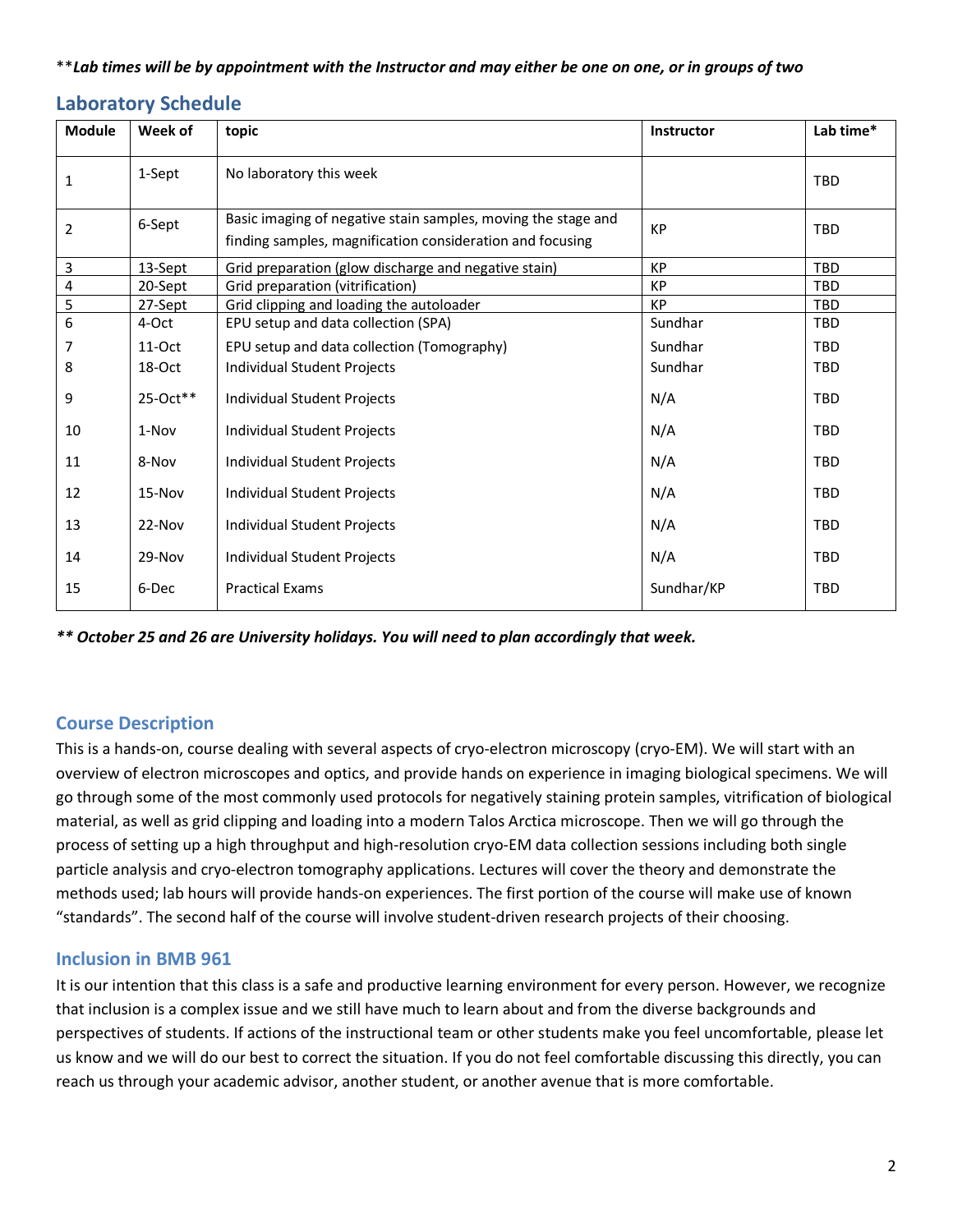***Lab times will be by appointment with the Instructor and may either be one on one, or in groups of two***

## Laboratory Schedule

| Module | Week of | topic | Instructor | Lab time* |
|---|---|---|---|---|
| 1 | 1-Sept | No laboratory this week | | TBD |
| 2 | 6-Sept | Basic imaging of negative stain samples, moving the stage and finding samples, magnification consideration and focusing | KP | TBD |
| 3 | 13-Sept | Grid preparation (glow discharge and negative stain) | KP | TBD |
| 4 | 20-Sept | Grid preparation (vitrification) | KP | TBD |
| 5 | 27-Sept | Grid clipping and loading the autoloader | KP | TBD |
| 6 | 4-Oct | EPU setup and data collection (SPA) | Sundhar | TBD |
| 7 | 11-Oct | EPU setup and data collection (Tomography) | Sundhar | TBD |
| 8 | 18-Oct | Individual Student Projects | Sundhar | TBD |
| 9 | 25-Oct** | Individual Student Projects | N/A | TBD |
| 10 | 1-Nov | Individual Student Projects | N/A | TBD |
| 11 | 8-Nov | Individual Student Projects | N/A | TBD |
| 12 | 15-Nov | Individual Student Projects | N/A | TBD |
| 13 | 22-Nov | Individual Student Projects | N/A | TBD |
| 14 | 29-Nov | Individual Student Projects | N/A | TBD |
| 15 | 6-Dec | Practical Exams | Sundhar/KP | TBD |

***** October 25 and 26 are University holidays. You will need to plan accordingly that week.***

## Course Description

This is a hands-on, course dealing with several aspects of cryo-electron microscopy (cryo-EM). We will start with an overview of electron microscopes and optics, and provide hands on experience in imaging biological specimens. We will go through some of the most commonly used protocols for negatively staining protein samples, vitrification of biological material, as well as grid clipping and loading into a modern Talos Arctica microscope. Then we will go through the process of setting up a high throughput and high-resolution cryo-EM data collection sessions including both single particle analysis and cryo-electron tomography applications. Lectures will cover the theory and demonstrate the methods used; lab hours will provide hands-on experiences. The first portion of the course will make use of known "standards". The second half of the course will involve student-driven research projects of their choosing.

## Inclusion in BMB 961

It is our intention that this class is a safe and productive learning environment for every person. However, we recognize that inclusion is a complex issue and we still have much to learn about and from the diverse backgrounds and perspectives of students. If actions of the instructional team or other students make you feel uncomfortable, please let us know and we will do our best to correct the situation. If you do not feel comfortable discussing this directly, you can reach us through your academic advisor, another student, or another avenue that is more comfortable.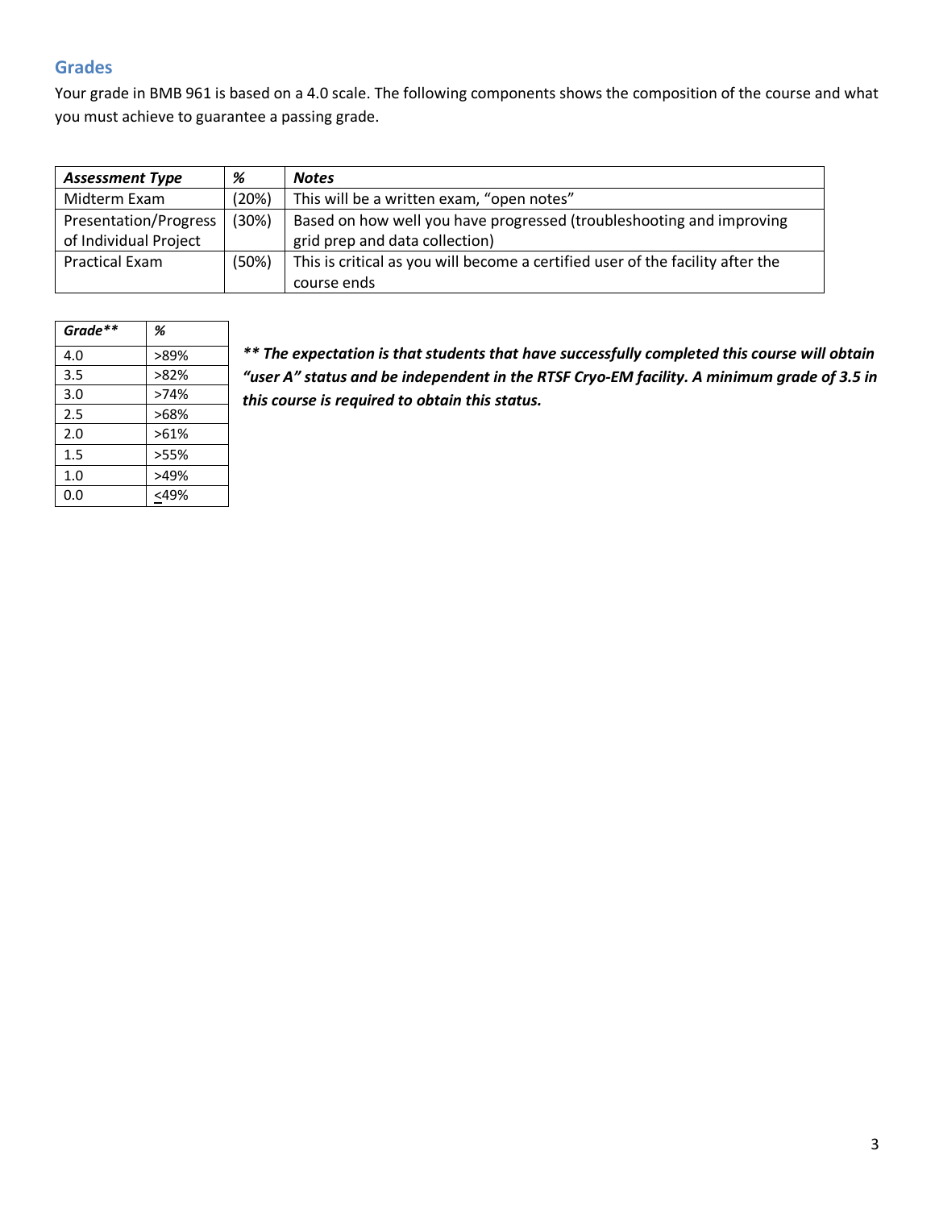## Grades

Your grade in BMB 961 is based on a 4.0 scale. The following components shows the composition of the course and what you must achieve to guarantee a passing grade.

| ***Assessment Type*** | ***%*** | ***Notes*** |
|---|---|---|
| Midterm Exam | (20%) | This will be a written exam, "open notes" |
| Presentation/Progress of Individual Project | (30%) | Based on how well you have progressed (troubleshooting and improving grid prep and data collection) |
| Practical Exam | (50%) | This is critical as you will become a certified user of the facility after the course ends |

| ***Grade*** ** | ***%*** |
|---|---|
| 4.0 | >89% |
| 3.5 | >82% |
| 3.0 | >74% |
| 2.5 | >68% |
| 2.0 | >61% |
| 1.5 | >55% |
| 1.0 | >49% |
| 0.0 | ≤49% |

***** The expectation is that students that have successfully completed this course will obtain "user A" status and be independent in the RTSF Cryo-EM facility. A minimum grade of 3.5 in this course is required to obtain this status.***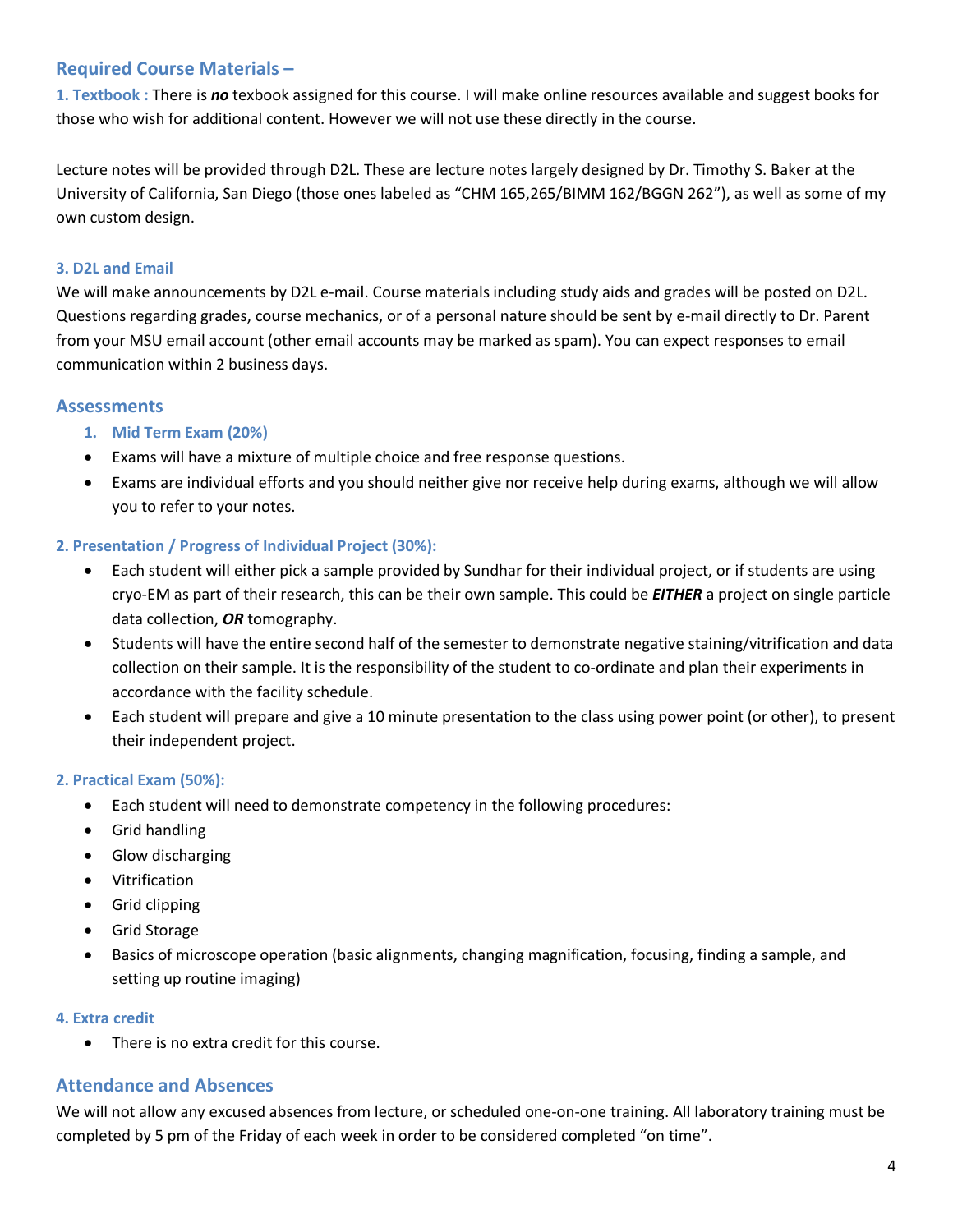## Required Course Materials –

**1. Textbook :** There is ***no*** texbook assigned for this course. I will make online resources available and suggest books for those who wish for additional content. However we will not use these directly in the course.

Lecture notes will be provided through D2L. These are lecture notes largely designed by Dr. Timothy S. Baker at the University of California, San Diego (those ones labeled as "CHM 165,265/BIMM 162/BGGN 262"), as well as some of my own custom design.

### 3. D2L and Email

We will make announcements by D2L e-mail. Course materials including study aids and grades will be posted on D2L. Questions regarding grades, course mechanics, or of a personal nature should be sent by e-mail directly to Dr. Parent from your MSU email account (other email accounts may be marked as spam). You can expect responses to email communication within 2 business days.

## Assessments

### 1. Mid Term Exam (20%)

- Exams will have a mixture of multiple choice and free response questions.
- Exams are individual efforts and you should neither give nor receive help during exams, although we will allow you to refer to your notes.

### 2. Presentation / Progress of Individual Project (30%):

- Each student will either pick a sample provided by Sundhar for their individual project, or if students are using cryo-EM as part of their research, this can be their own sample. This could be ***EITHER*** a project on single particle data collection, ***OR*** tomography.
- Students will have the entire second half of the semester to demonstrate negative staining/vitrification and data collection on their sample. It is the responsibility of the student to co-ordinate and plan their experiments in accordance with the facility schedule.
- Each student will prepare and give a 10 minute presentation to the class using power point (or other), to present their independent project.

### 2. Practical Exam (50%):

- Each student will need to demonstrate competency in the following procedures:
- Grid handling
- Glow discharging
- Vitrification
- Grid clipping
- Grid Storage
- Basics of microscope operation (basic alignments, changing magnification, focusing, finding a sample, and setting up routine imaging)

### 4. Extra credit

- There is no extra credit for this course.

## Attendance and Absences

We will not allow any excused absences from lecture, or scheduled one-on-one training. All laboratory training must be completed by 5 pm of the Friday of each week in order to be considered completed "on time".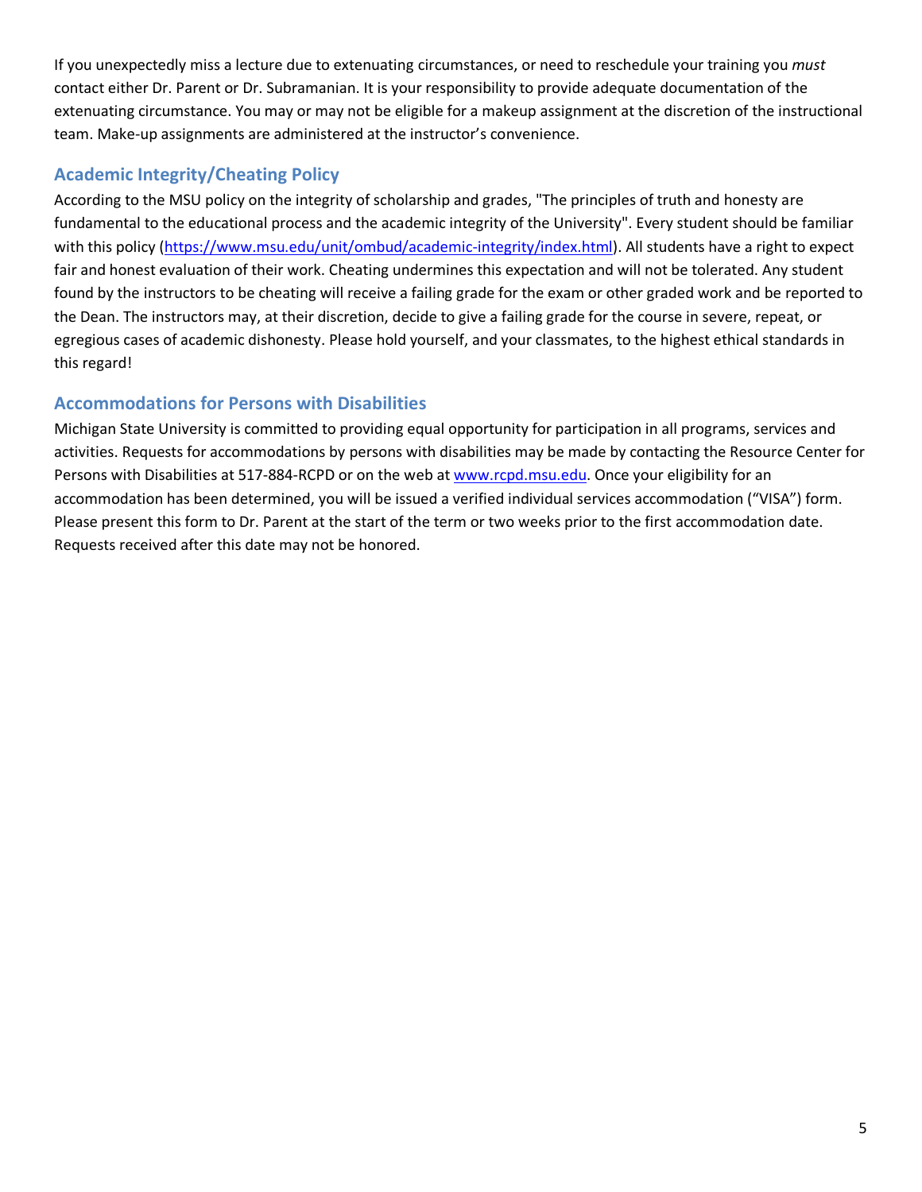If you unexpectedly miss a lecture due to extenuating circumstances, or need to reschedule your training you *must* contact either Dr. Parent or Dr. Subramanian. It is your responsibility to provide adequate documentation of the extenuating circumstance. You may or may not be eligible for a makeup assignment at the discretion of the instructional team. Make-up assignments are administered at the instructor's convenience.

## Academic Integrity/Cheating Policy

According to the MSU policy on the integrity of scholarship and grades, "The principles of truth and honesty are fundamental to the educational process and the academic integrity of the University". Every student should be familiar with this policy (https://www.msu.edu/unit/ombud/academic-integrity/index.html). All students have a right to expect fair and honest evaluation of their work. Cheating undermines this expectation and will not be tolerated. Any student found by the instructors to be cheating will receive a failing grade for the exam or other graded work and be reported to the Dean. The instructors may, at their discretion, decide to give a failing grade for the course in severe, repeat, or egregious cases of academic dishonesty. Please hold yourself, and your classmates, to the highest ethical standards in this regard!

## Accommodations for Persons with Disabilities

Michigan State University is committed to providing equal opportunity for participation in all programs, services and activities. Requests for accommodations by persons with disabilities may be made by contacting the Resource Center for Persons with Disabilities at 517-884-RCPD or on the web at www.rcpd.msu.edu. Once your eligibility for an accommodation has been determined, you will be issued a verified individual services accommodation ("VISA") form. Please present this form to Dr. Parent at the start of the term or two weeks prior to the first accommodation date. Requests received after this date may not be honored.